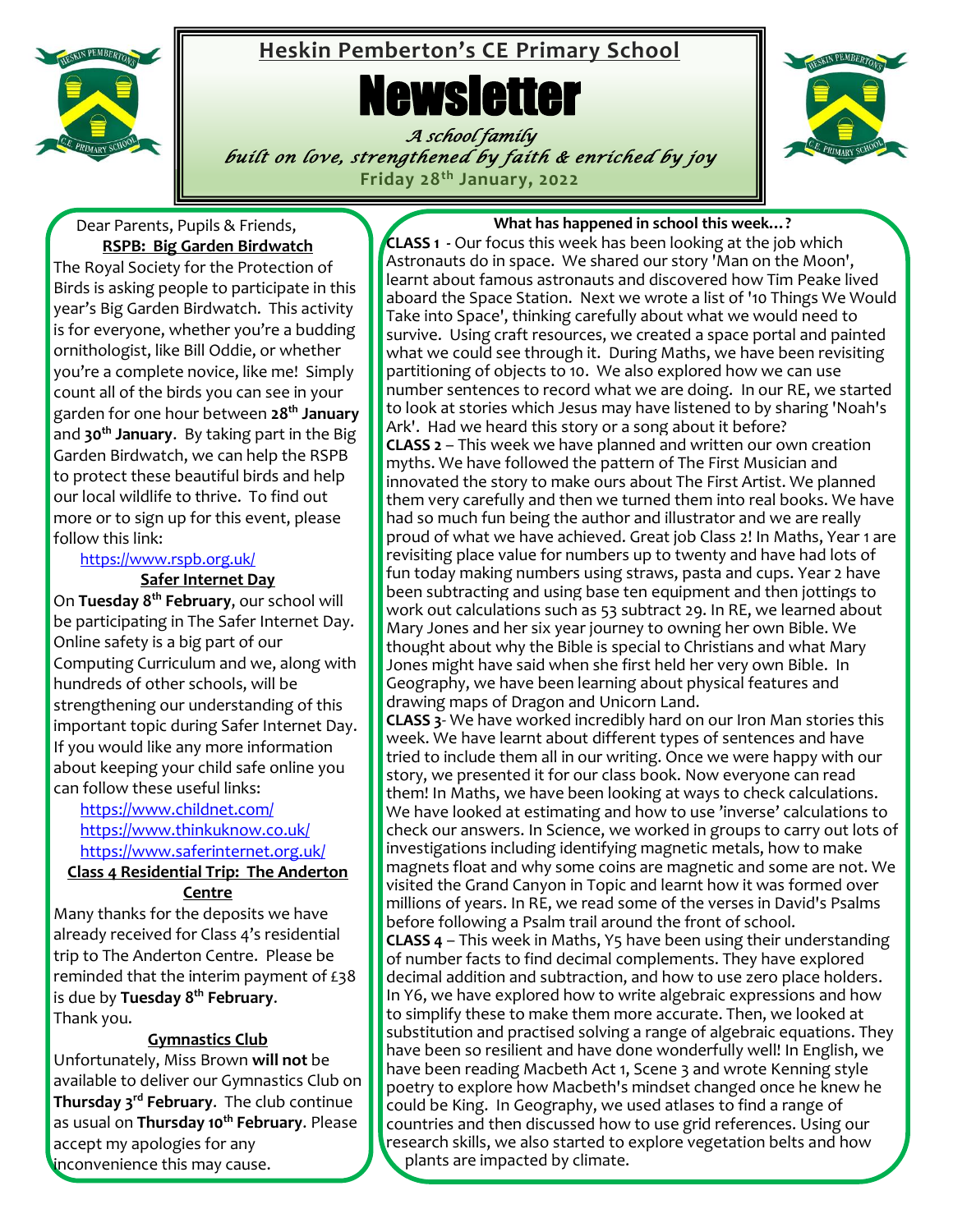# Heskin Pemberton's CE Primary School

# Newsletter

*A school family*
*built on love, strengthened by faith & enriched by joy*

**Friday 28th January, 2022**

Dear Parents, Pupils & Friends,

## RSPB: Big Garden Birdwatch

The Royal Society for the Protection of Birds is asking people to participate in this year's Big Garden Birdwatch. This activity is for everyone, whether you're a budding ornithologist, like Bill Oddie, or whether you're a complete novice, like me! Simply count all of the birds you can see in your garden for one hour between **28th January** and **30th January**. By taking part in the Big Garden Birdwatch, we can help the RSPB to protect these beautiful birds and help our local wildlife to thrive. To find out more or to sign up for this event, please follow this link:

https://www.rspb.org.uk/

## Safer Internet Day

On **Tuesday 8th February**, our school will be participating in The Safer Internet Day. Online safety is a big part of our Computing Curriculum and we, along with hundreds of other schools, will be strengthening our understanding of this important topic during Safer Internet Day. If you would like any more information about keeping your child safe online you can follow these useful links:

https://www.childnet.com/
https://www.thinkuknow.co.uk/
https://www.saferinternet.org.uk/

## Class 4 Residential Trip: The Anderton Centre

Many thanks for the deposits we have already received for Class 4's residential trip to The Anderton Centre. Please be reminded that the interim payment of £38 is due by **Tuesday 8th February**. Thank you.

## Gymnastics Club

Unfortunately, Miss Brown **will not** be available to deliver our Gymnastics Club on **Thursday 3rd February**. The club continue as usual on **Thursday 10th February**. Please accept my apologies for any inconvenience this may cause.

## What has happened in school this week…?

**CLASS 1** - Our focus this week has been looking at the job which Astronauts do in space. We shared our story 'Man on the Moon', learnt about famous astronauts and discovered how Tim Peake lived aboard the Space Station. Next we wrote a list of '10 Things We Would Take into Space', thinking carefully about what we would need to survive. Using craft resources, we created a space portal and painted what we could see through it. During Maths, we have been revisiting partitioning of objects to 10. We also explored how we can use number sentences to record what we are doing. In our RE, we started to look at stories which Jesus may have listened to by sharing 'Noah's Ark'. Had we heard this story or a song about it before?

**CLASS 2** – This week we have planned and written our own creation myths. We have followed the pattern of The First Musician and innovated the story to make ours about The First Artist. We planned them very carefully and then we turned them into real books. We have had so much fun being the author and illustrator and we are really proud of what we have achieved. Great job Class 2! In Maths, Year 1 are revisiting place value for numbers up to twenty and have had lots of fun today making numbers using straws, pasta and cups. Year 2 have been subtracting and using base ten equipment and then jottings to work out calculations such as 53 subtract 29. In RE, we learned about Mary Jones and her six year journey to owning her own Bible. We thought about why the Bible is special to Christians and what Mary Jones might have said when she first held her very own Bible. In Geography, we have been learning about physical features and drawing maps of Dragon and Unicorn Land.

**CLASS 3**- We have worked incredibly hard on our Iron Man stories this week. We have learnt about different types of sentences and have tried to include them all in our writing. Once we were happy with our story, we presented it for our class book. Now everyone can read them! In Maths, we have been looking at ways to check calculations. We have looked at estimating and how to use 'inverse' calculations to check our answers. In Science, we worked in groups to carry out lots of investigations including identifying magnetic metals, how to make magnets float and why some coins are magnetic and some are not. We visited the Grand Canyon in Topic and learnt how it was formed over millions of years. In RE, we read some of the verses in David's Psalms before following a Psalm trail around the front of school.

**CLASS 4** – This week in Maths, Y5 have been using their understanding of number facts to find decimal complements. They have explored decimal addition and subtraction, and how to use zero place holders. In Y6, we have explored how to write algebraic expressions and how to simplify these to make them more accurate. Then, we looked at substitution and practised solving a range of algebraic equations. They have been so resilient and have done wonderfully well! In English, we have been reading Macbeth Act 1, Scene 3 and wrote Kenning style poetry to explore how Macbeth's mindset changed once he knew he could be King. In Geography, we used atlases to find a range of countries and then discussed how to use grid references. Using our research skills, we also started to explore vegetation belts and how plants are impacted by climate.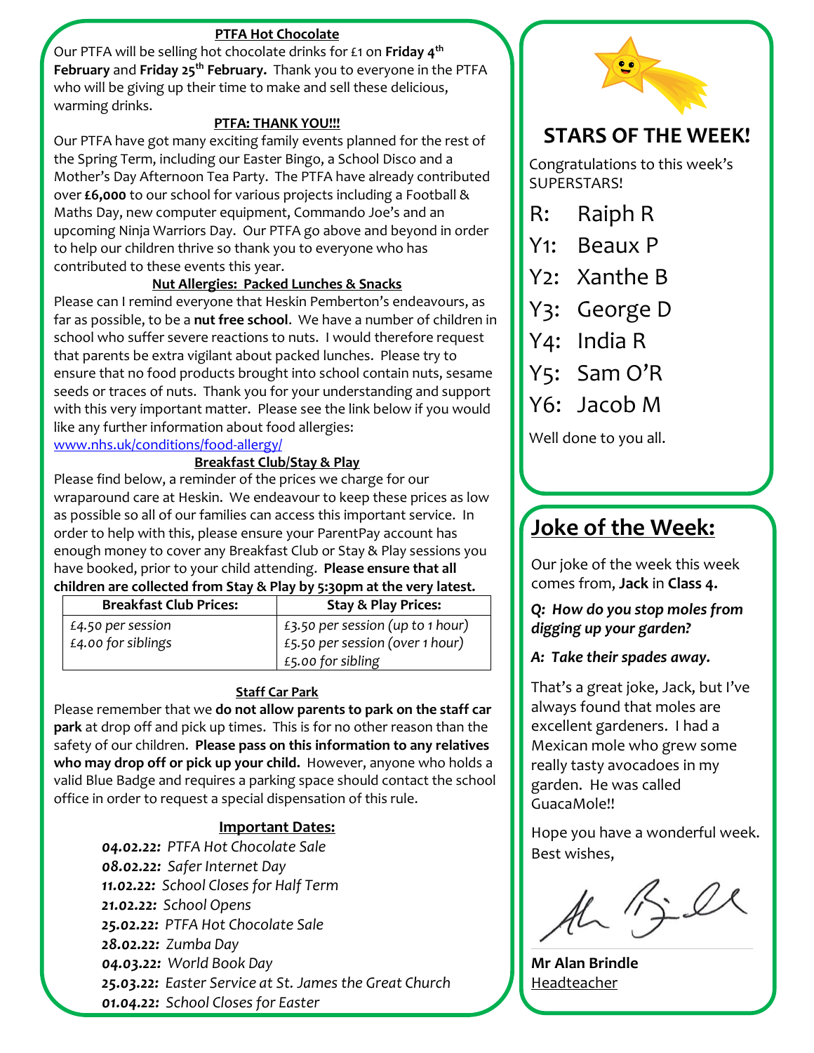## PTFA Hot Chocolate

Our PTFA will be selling hot chocolate drinks for £1 on **Friday 4th February** and **Friday 25th February.** Thank you to everyone in the PTFA who will be giving up their time to make and sell these delicious, warming drinks.

## PTFA: THANK YOU!!!

Our PTFA have got many exciting family events planned for the rest of the Spring Term, including our Easter Bingo, a School Disco and a Mother's Day Afternoon Tea Party. The PTFA have already contributed over **£6,000** to our school for various projects including a Football & Maths Day, new computer equipment, Commando Joe's and an upcoming Ninja Warriors Day. Our PTFA go above and beyond in order to help our children thrive so thank you to everyone who has contributed to these events this year.

## Nut Allergies: Packed Lunches & Snacks

Please can I remind everyone that Heskin Pemberton's endeavours, as far as possible, to be a **nut free school**. We have a number of children in school who suffer severe reactions to nuts. I would therefore request that parents be extra vigilant about packed lunches. Please try to ensure that no food products brought into school contain nuts, sesame seeds or traces of nuts. Thank you for your understanding and support with this very important matter. Please see the link below if you would like any further information about food allergies:

www.nhs.uk/conditions/food-allergy/

## Breakfast Club/Stay & Play

Please find below, a reminder of the prices we charge for our wraparound care at Heskin. We endeavour to keep these prices as low as possible so all of our families can access this important service. In order to help with this, please ensure your ParentPay account has enough money to cover any Breakfast Club or Stay & Play sessions you have booked, prior to your child attending. **Please ensure that all children are collected from Stay & Play by 5:30pm at the very latest.**

| Breakfast Club Prices: | Stay & Play Prices: |
|---|---|
| *£4.50 per session*<br>*£4.00 for siblings* | *£3.50 per session (up to 1 hour)*<br>*£5.50 per session (over 1 hour)*<br>*£5.00 for sibling* |

## Staff Car Park

Please remember that we **do not allow parents to park on the staff car park** at drop off and pick up times. This is for no other reason than the safety of our children. **Please pass on this information to any relatives who may drop off or pick up your child.** However, anyone who holds a valid Blue Badge and requires a parking space should contact the school office in order to request a special dispensation of this rule.

## Important Dates:

***04.02.22:*** *PTFA Hot Chocolate Sale*
***08.02.22:*** *Safer Internet Day*
***11.02.22:*** *School Closes for Half Term*
***21.02.22:*** *School Opens*
***25.02.22:*** *PTFA Hot Chocolate Sale*
***28.02.22:*** *Zumba Day*
***04.03.22:*** *World Book Day*
***25.03.22:*** *Easter Service at St. James the Great Church*
***01.04.22:*** *School Closes for Easter*

## STARS OF THE WEEK!

Congratulations to this week's SUPERSTARS!

R: Raiph R
Y1: Beaux P
Y2: Xanthe B
Y3: George D
Y4: India R
Y5: Sam O'R
Y6: Jacob M

Well done to you all.

## Joke of the Week:

Our joke of the week this week comes from, **Jack** in **Class 4.**

***Q: How do you stop moles from digging up your garden?***

***A: Take their spades away.***

That's a great joke, Jack, but I've always found that moles are excellent gardeners. I had a Mexican mole who grew some really tasty avocadoes in my garden. He was called GuacaMole!!

Hope you have a wonderful week.
Best wishes,

**Mr Alan Brindle**
Headteacher